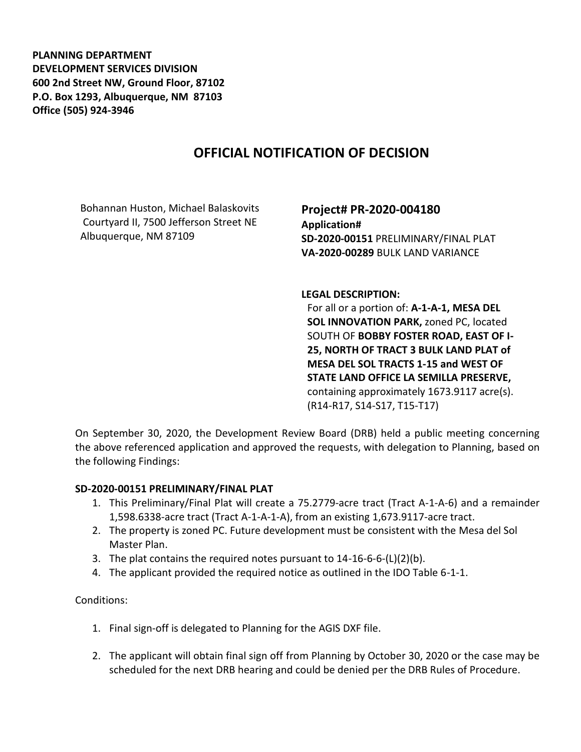**PLANNING DEPARTMENT**
**DEVELOPMENT SERVICES DIVISION**
**600 2nd Street NW, Ground Floor, 87102**
**P.O. Box 1293, Albuquerque, NM 87103**
**Office (505) 924-3946**

# OFFICIAL NOTIFICATION OF DECISION

Bohannan Huston, Michael Balaskovits
Courtyard II, 7500 Jefferson Street NE
Albuquerque, NM 87109

**Project# PR-2020-004180**
**Application#**
**SD-2020-00151** PRELIMINARY/FINAL PLAT
**VA-2020-00289** BULK LAND VARIANCE

**LEGAL DESCRIPTION:**
For all or a portion of: **A-1-A-1, MESA DEL SOL INNOVATION PARK,** zoned PC, located SOUTH OF **BOBBY FOSTER ROAD, EAST OF I-25, NORTH OF TRACT 3 BULK LAND PLAT of MESA DEL SOL TRACTS 1-15 and WEST OF STATE LAND OFFICE LA SEMILLA PRESERVE,** containing approximately 1673.9117 acre(s). (R14-R17, S14-S17, T15-T17)

On September 30, 2020, the Development Review Board (DRB) held a public meeting concerning the above referenced application and approved the requests, with delegation to Planning, based on the following Findings:

**SD-2020-00151 PRELIMINARY/FINAL PLAT**

1. This Preliminary/Final Plat will create a 75.2779-acre tract (Tract A-1-A-6) and a remainder 1,598.6338-acre tract (Tract A-1-A-1-A), from an existing 1,673.9117-acre tract.
2. The property is zoned PC. Future development must be consistent with the Mesa del Sol Master Plan.
3. The plat contains the required notes pursuant to 14-16-6-6-(L)(2)(b).
4. The applicant provided the required notice as outlined in the IDO Table 6-1-1.

Conditions:

1. Final sign-off is delegated to Planning for the AGIS DXF file.
2. The applicant will obtain final sign off from Planning by October 30, 2020 or the case may be scheduled for the next DRB hearing and could be denied per the DRB Rules of Procedure.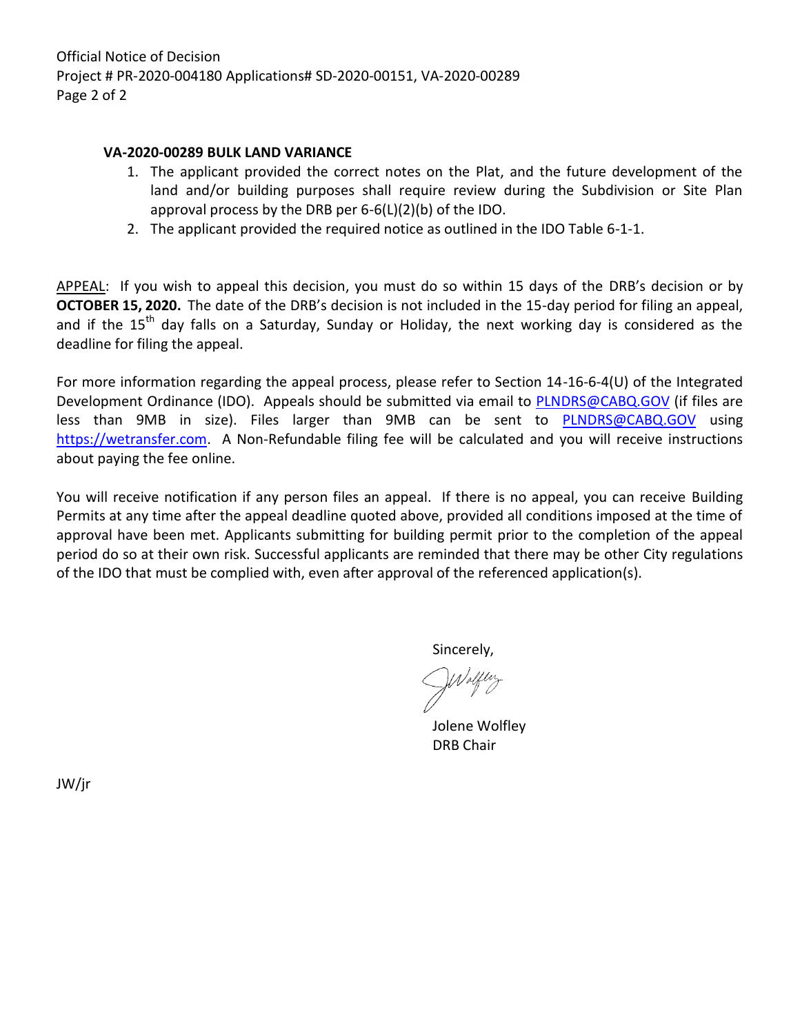**VA-2020-00289 BULK LAND VARIANCE**

1. The applicant provided the correct notes on the Plat, and the future development of the land and/or building purposes shall require review during the Subdivision or Site Plan approval process by the DRB per 6-6(L)(2)(b) of the IDO.
2. The applicant provided the required notice as outlined in the IDO Table 6-1-1.

APPEAL: If you wish to appeal this decision, you must do so within 15 days of the DRB's decision or by **OCTOBER 15, 2020.** The date of the DRB's decision is not included in the 15-day period for filing an appeal, and if the 15th day falls on a Saturday, Sunday or Holiday, the next working day is considered as the deadline for filing the appeal.

For more information regarding the appeal process, please refer to Section 14-16-6-4(U) of the Integrated Development Ordinance (IDO). Appeals should be submitted via email to PLNDRS@CABQ.GOV (if files are less than 9MB in size). Files larger than 9MB can be sent to PLNDRS@CABQ.GOV using https://wetransfer.com. A Non-Refundable filing fee will be calculated and you will receive instructions about paying the fee online.

You will receive notification if any person files an appeal. If there is no appeal, you can receive Building Permits at any time after the appeal deadline quoted above, provided all conditions imposed at the time of approval have been met. Applicants submitting for building permit prior to the completion of the appeal period do so at their own risk. Successful applicants are reminded that there may be other City regulations of the IDO that must be complied with, even after approval of the referenced application(s).

Sincerely,

Jolene Wolfley
DRB Chair

JW/jr